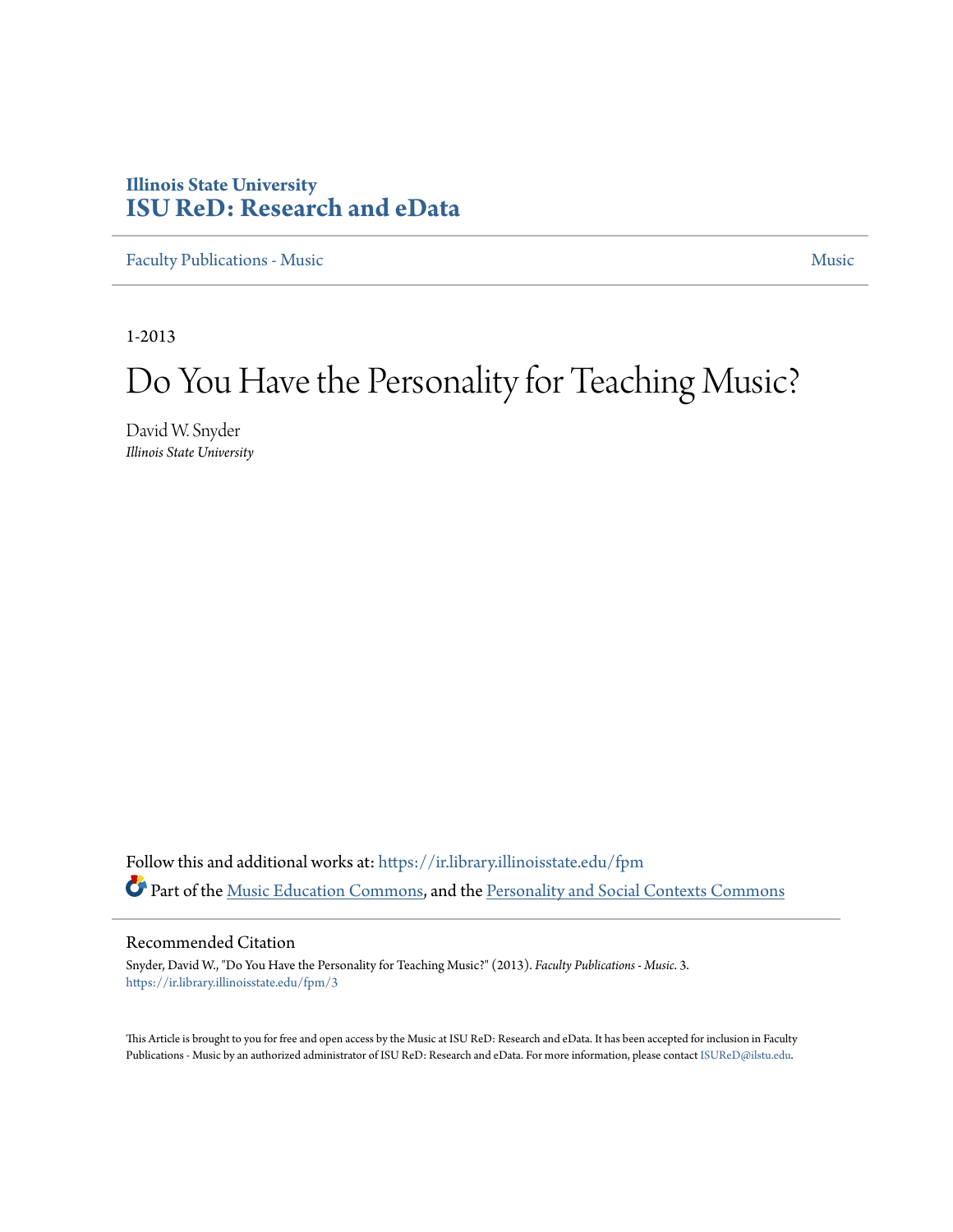**Illinois State University**
**ISU ReD: Research and eData**

Faculty Publications - Music | Music

1-2013

# Do You Have the Personality for Teaching Music?

David W. Snyder
*Illinois State University*

Follow this and additional works at: https://ir.library.illinoisstate.edu/fpm

Part of the Music Education Commons, and the Personality and Social Contexts Commons

## Recommended Citation

Snyder, David W., "Do You Have the Personality for Teaching Music?" (2013). *Faculty Publications - Music*. 3.
https://ir.library.illinoisstate.edu/fpm/3

This Article is brought to you for free and open access by the Music at ISU ReD: Research and eData. It has been accepted for inclusion in Faculty Publications - Music by an authorized administrator of ISU ReD: Research and eData. For more information, please contact ISUReD@ilstu.edu.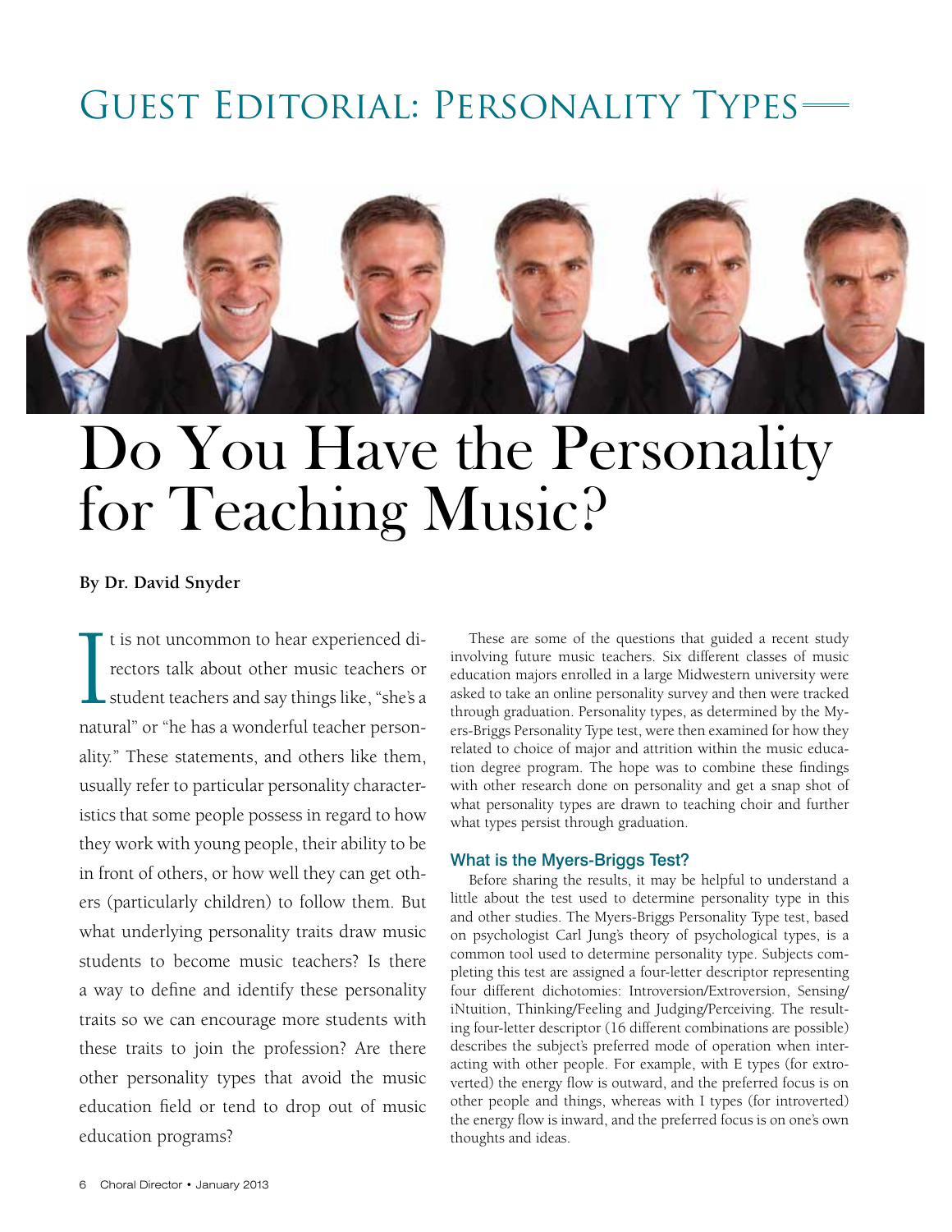# Guest Editorial: Personality Types

# Do You Have the Personality for Teaching Music?

**By Dr. David Snyder**

It is not uncommon to hear experienced directors talk about other music teachers or student teachers and say things like, "she's a natural" or "he has a wonderful teacher personality." These statements, and others like them, usually refer to particular personality characteristics that some people possess in regard to how they work with young people, their ability to be in front of others, or how well they can get others (particularly children) to follow them. But what underlying personality traits draw music students to become music teachers? Is there a way to define and identify these personality traits so we can encourage more students with these traits to join the profession? Are there other personality types that avoid the music education field or tend to drop out of music education programs?

These are some of the questions that guided a recent study involving future music teachers. Six different classes of music education majors enrolled in a large Midwestern university were asked to take an online personality survey and then were tracked through graduation. Personality types, as determined by the Myers-Briggs Personality Type test, were then examined for how they related to choice of major and attrition within the music education degree program. The hope was to combine these findings with other research done on personality and get a snap shot of what personality types are drawn to teaching choir and further what types persist through graduation.

### What is the Myers-Briggs Test?

Before sharing the results, it may be helpful to understand a little about the test used to determine personality type in this and other studies. The Myers-Briggs Personality Type test, based on psychologist Carl Jung's theory of psychological types, is a common tool used to determine personality type. Subjects completing this test are assigned a four-letter descriptor representing four different dichotomies: Introversion/Extroversion, Sensing/iNtuition, Thinking/Feeling and Judging/Perceiving. The resulting four-letter descriptor (16 different combinations are possible) describes the subject's preferred mode of operation when interacting with other people. For example, with E types (for extroverted) the energy flow is outward, and the preferred focus is on other people and things, whereas with I types (for introverted) the energy flow is inward, and the preferred focus is on one's own thoughts and ideas.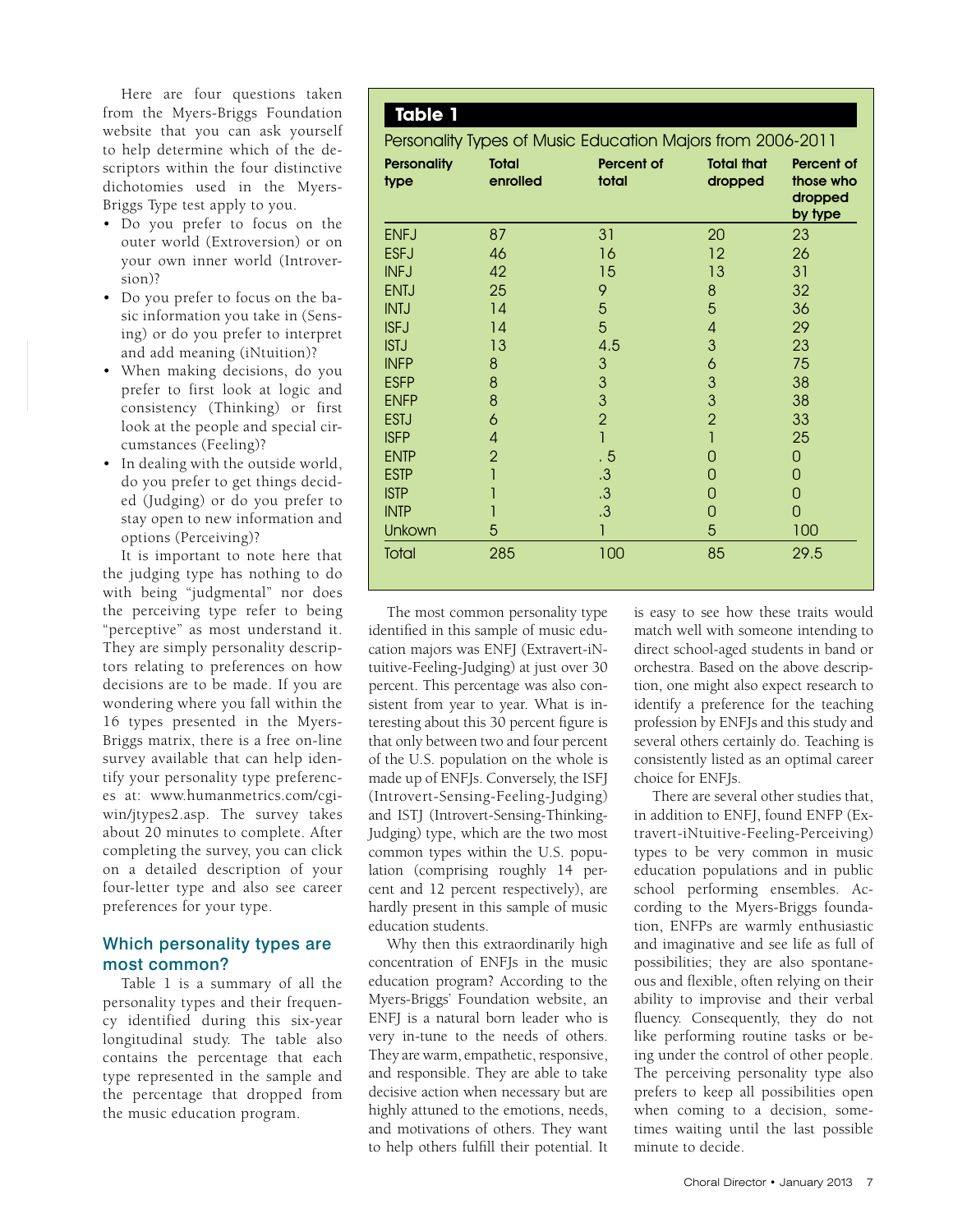Here are four questions taken from the Myers-Briggs Foundation website that you can ask yourself to help determine which of the descriptors within the four distinctive dichotomies used in the Myers-Briggs Type test apply to you.

- Do you prefer to focus on the outer world (Extroversion) or on your own inner world (Introversion)?
- Do you prefer to focus on the basic information you take in (Sensing) or do you prefer to interpret and add meaning (iNtuition)?
- When making decisions, do you prefer to first look at logic and consistency (Thinking) or first look at the people and special circumstances (Feeling)?
- In dealing with the outside world, do you prefer to get things decided (Judging) or do you prefer to stay open to new information and options (Perceiving)?

It is important to note here that the judging type has nothing to do with being "judgmental" nor does the perceiving type refer to being "perceptive" as most understand it. They are simply personality descriptors relating to preferences on how decisions are to be made. If you are wondering where you fall within the 16 types presented in the Myers-Briggs matrix, there is a free on-line survey available that can help identify your personality type preferences at: www.humanmetrics.com/cgi-win/jtypes2.asp. The survey takes about 20 minutes to complete. After completing the survey, you can click on a detailed description of your four-letter type and also see career preferences for your type.

## Which personality types are most common?

Table 1 is a summary of all the personality types and their frequency identified during this six-year longitudinal study. The table also contains the percentage that each type represented in the sample and the percentage that dropped from the music education program.

**Table 1**

Personality Types of Music Education Majors from 2006-2011

| Personality type | Total enrolled | Percent of total | Total that dropped | Percent of those who dropped by type |
|---|---|---|---|---|
| ENFJ | 87 | 31 | 20 | 23 |
| ESFJ | 46 | 16 | 12 | 26 |
| INFJ | 42 | 15 | 13 | 31 |
| ENTJ | 25 | 9 | 8 | 32 |
| INTJ | 14 | 5 | 5 | 36 |
| ISFJ | 14 | 5 | 4 | 29 |
| ISTJ | 13 | 4.5 | 3 | 23 |
| INFP | 8 | 3 | 6 | 75 |
| ESFP | 8 | 3 | 3 | 38 |
| ENFP | 8 | 3 | 3 | 38 |
| ESTJ | 6 | 2 | 2 | 33 |
| ISFP | 4 | 1 | 1 | 25 |
| ENTP | 2 | . 5 | 0 | 0 |
| ESTP | 1 | .3 | 0 | 0 |
| ISTP | 1 | .3 | 0 | 0 |
| INTP | 1 | .3 | 0 | 0 |
| Unkown | 5 | 1 | 5 | 100 |
| Total | 285 | 100 | 85 | 29.5 |

The most common personality type identified in this sample of music education majors was ENFJ (Extravert-iNtuitive-Feeling-Judging) at just over 30 percent. This percentage was also consistent from year to year. What is interesting about this 30 percent figure is that only between two and four percent of the U.S. population on the whole is made up of ENFJs. Conversely, the ISFJ (Introvert-Sensing-Feeling-Judging) and ISTJ (Introvert-Sensing-Thinking-Judging) type, which are the two most common types within the U.S. population (comprising roughly 14 percent and 12 percent respectively), are hardly present in this sample of music education students.

Why then this extraordinarily high concentration of ENFJs in the music education program? According to the Myers-Briggs' Foundation website, an ENFJ is a natural born leader who is very in-tune to the needs of others. They are warm, empathetic, responsive, and responsible. They are able to take decisive action when necessary but are highly attuned to the emotions, needs, and motivations of others. They want to help others fulfill their potential. It is easy to see how these traits would match well with someone intending to direct school-aged students in band or orchestra. Based on the above description, one might also expect research to identify a preference for the teaching profession by ENFJs and this study and several others certainly do. Teaching is consistently listed as an optimal career choice for ENFJs.

There are several other studies that, in addition to ENFJ, found ENFP (Extravert-iNtuitive-Feeling-Perceiving) types to be very common in music education populations and in public school performing ensembles. According to the Myers-Briggs foundation, ENFPs are warmly enthusiastic and imaginative and see life as full of possibilities; they are also spontaneous and flexible, often relying on their ability to improvise and their verbal fluency. Consequently, they do not like performing routine tasks or being under the control of other people. The perceiving personality type also prefers to keep all possibilities open when coming to a decision, sometimes waiting until the last possible minute to decide.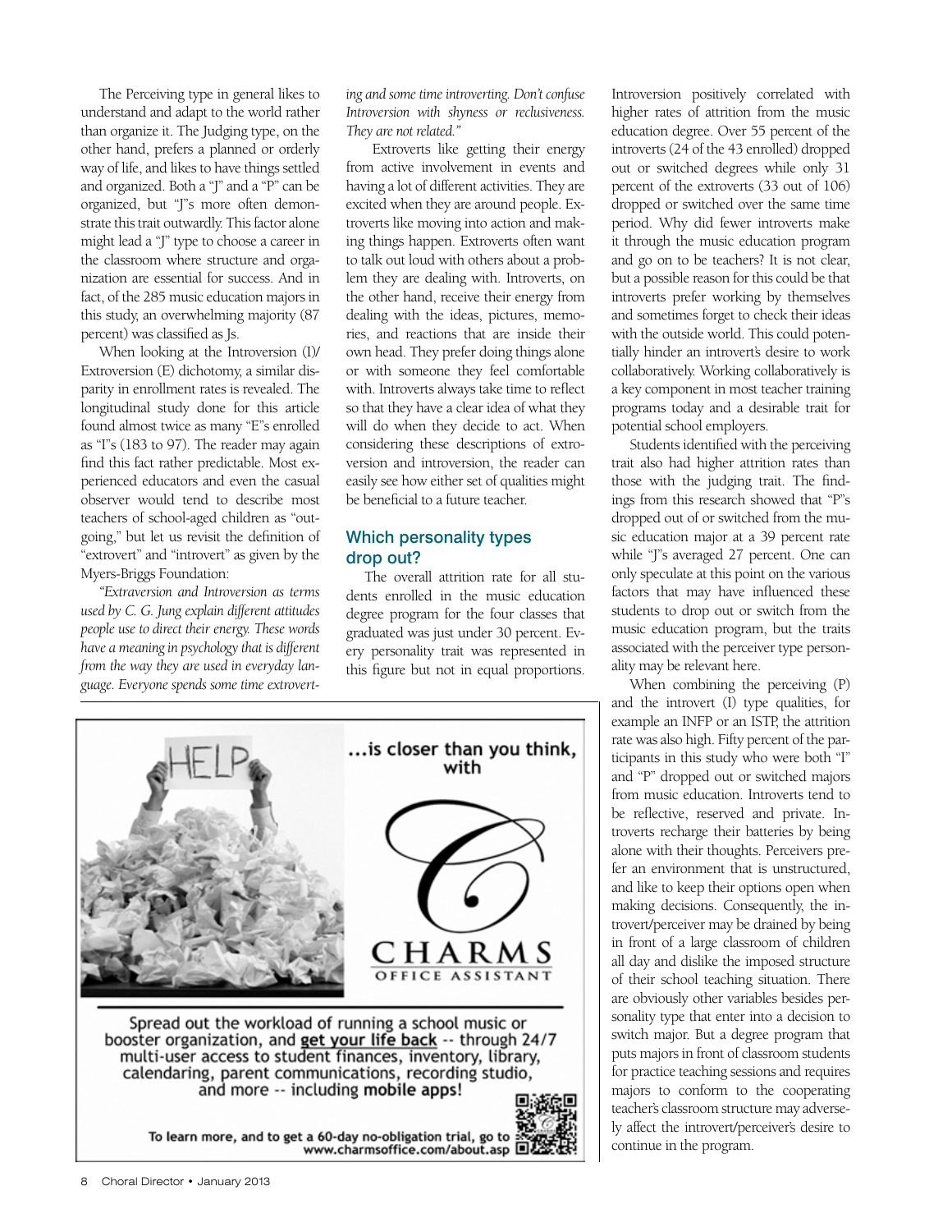The Perceiving type in general likes to understand and adapt to the world rather than organize it. The Judging type, on the other hand, prefers a planned or orderly way of life, and likes to have things settled and organized. Both a "J" and a "P" can be organized, but "J"s more often demonstrate this trait outwardly. This factor alone might lead a "J" type to choose a career in the classroom where structure and organization are essential for success. And in fact, of the 285 music education majors in this study, an overwhelming majority (87 percent) was classified as Js.

When looking at the Introversion (I)/Extroversion (E) dichotomy, a similar disparity in enrollment rates is revealed. The longitudinal study done for this article found almost twice as many "E"s enrolled as "I"s (183 to 97). The reader may again find this fact rather predictable. Most experienced educators and even the casual observer would tend to describe most teachers of school-aged children as "outgoing," but let us revisit the definition of "extrovert" and "introvert" as given by the Myers-Briggs Foundation:

*"Extraversion and Introversion as terms used by C. G. Jung explain different attitudes people use to direct their energy. These words have a meaning in psychology that is different from the way they are used in everyday language. Everyone spends some time extroverting and some time introverting. Don't confuse Introversion with shyness or reclusiveness. They are not related."*

Extroverts like getting their energy from active involvement in events and having a lot of different activities. They are excited when they are around people. Extroverts like moving into action and making things happen. Extroverts often want to talk out loud with others about a problem they are dealing with. Introverts, on the other hand, receive their energy from dealing with the ideas, pictures, memories, and reactions that are inside their own head. They prefer doing things alone or with someone they feel comfortable with. Introverts always take time to reflect so that they have a clear idea of what they will do when they decide to act. When considering these descriptions of extroversion and introversion, the reader can easily see how either set of qualities might be beneficial to a future teacher.

## Which personality types drop out?

The overall attrition rate for all students enrolled in the music education degree program for the four classes that graduated was just under 30 percent. Every personality trait was represented in this figure but not in equal proportions. Introversion positively correlated with higher rates of attrition from the music education degree. Over 55 percent of the introverts (24 of the 43 enrolled) dropped out or switched degrees while only 31 percent of the extroverts (33 out of 106) dropped or switched over the same time period. Why did fewer introverts make it through the music education program and go on to be teachers? It is not clear, but a possible reason for this could be that introverts prefer working by themselves and sometimes forget to check their ideas with the outside world. This could potentially hinder an introvert's desire to work collaboratively. Working collaboratively is a key component in most teacher training programs today and a desirable trait for potential school employers.

Students identified with the perceiving trait also had higher attrition rates than those with the judging trait. The findings from this research showed that "P"s dropped out of or switched from the music education major at a 39 percent rate while "J"s averaged 27 percent. One can only speculate at this point on the various factors that may have influenced these students to drop out or switch from the music education program, but the traits associated with the perceiver type personality may be relevant here.

When combining the perceiving (P) and the introvert (I) type qualities, for example an INFP or an ISTP, the attrition rate was also high. Fifty percent of the participants in this study who were both "I" and "P" dropped out or switched majors from music education. Introverts tend to be reflective, reserved and private. Introverts recharge their batteries by being alone with their thoughts. Perceivers prefer an environment that is unstructured, and like to keep their options open when making decisions. Consequently, the introvert/perceiver may be drained by being in front of a large classroom of children all day and dislike the imposed structure of their school teaching situation. There are obviously other variables besides personality type that enter into a decision to switch major. But a degree program that puts majors in front of classroom students for practice teaching sessions and requires majors to conform to the cooperating teacher's classroom structure may adversely affect the introvert/perceiver's desire to continue in the program.

HELP ...is closer than you think, with CHARMS OFFICE ASSISTANT

Spread out the workload of running a school music or booster organization, and **get your life back** -- through 24/7 multi-user access to student finances, inventory, library, calendaring, parent communications, recording studio, and more -- including **mobile apps!**

To learn more, and to get a 60-day no-obligation trial, go to www.charmsoffice.com/about.asp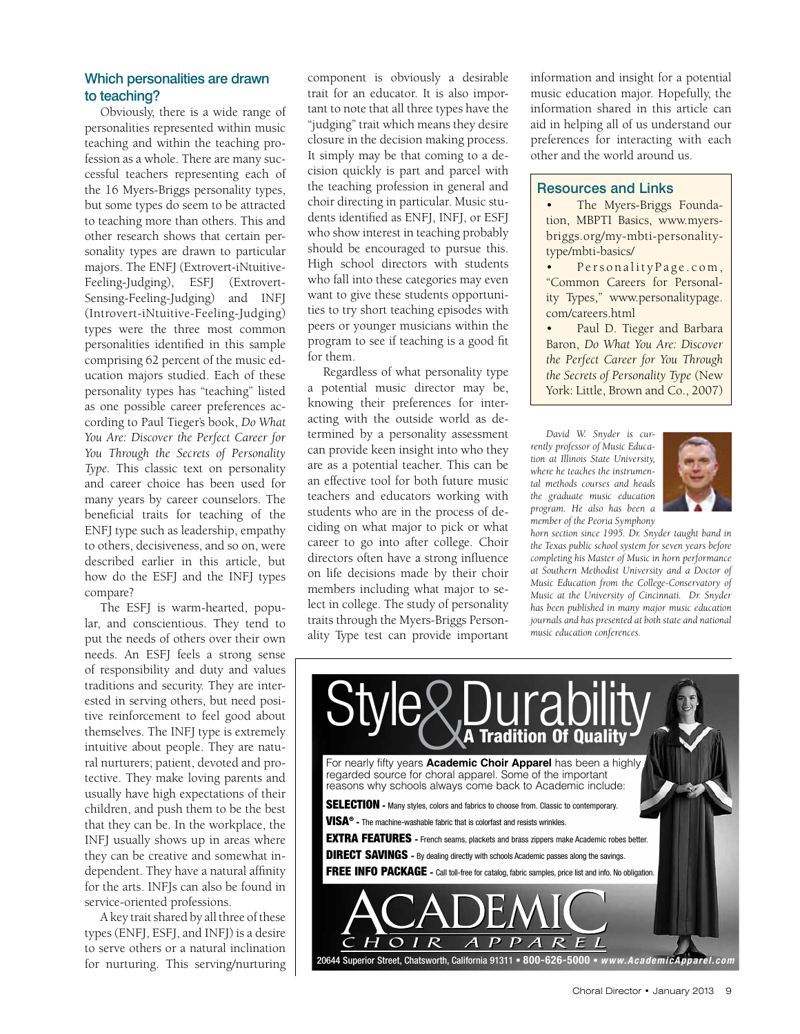## Which personalities are drawn to teaching?

Obviously, there is a wide range of personalities represented within music teaching and within the teaching profession as a whole. There are many successful teachers representing each of the 16 Myers-Briggs personality types, but some types do seem to be attracted to teaching more than others. This and other research shows that certain personality types are drawn to particular majors. The ENFJ (Extrovert-iNtuitive-Feeling-Judging), ESFJ (Extrovert-Sensing-Feeling-Judging) and INFJ (Introvert-iNtuitive-Feeling-Judging) types were the three most common personalities identified in this sample comprising 62 percent of the music education majors studied. Each of these personality types has "teaching" listed as one possible career preferences according to Paul Tieger's book, *Do What You Are: Discover the Perfect Career for You Through the Secrets of Personality Type*. This classic text on personality and career choice has been used for many years by career counselors. The beneficial traits for teaching of the ENFJ type such as leadership, empathy to others, decisiveness, and so on, were described earlier in this article, but how do the ESFJ and the INFJ types compare?

The ESFJ is warm-hearted, popular, and conscientious. They tend to put the needs of others over their own needs. An ESFJ feels a strong sense of responsibility and duty and values traditions and security. They are interested in serving others, but need positive reinforcement to feel good about themselves. The INFJ type is extremely intuitive about people. They are natural nurturers; patient, devoted and protective. They make loving parents and usually have high expectations of their children, and push them to be the best that they can be. In the workplace, the INFJ usually shows up in areas where they can be creative and somewhat independent. They have a natural affinity for the arts. INFJs can also be found in service-oriented professions.

A key trait shared by all three of these types (ENFJ, ESFJ, and INFJ) is a desire to serve others or a natural inclination for nurturing. This serving/nurturing component is obviously a desirable trait for an educator. It is also important to note that all three types have the "judging" trait which means they desire closure in the decision making process. It simply may be that coming to a decision quickly is part and parcel with the teaching profession in general and choir directing in particular. Music students identified as ENFJ, INFJ, or ESFJ who show interest in teaching probably should be encouraged to pursue this. High school directors with students who fall into these categories may even want to give these students opportunities to try short teaching episodes with peers or younger musicians within the program to see if teaching is a good fit for them.

Regardless of what personality type a potential music director may be, knowing their preferences for interacting with the outside world as determined by a personality assessment can provide keen insight into who they are as a potential teacher. This can be an effective tool for both future music teachers and educators working with students who are in the process of deciding on what major to pick or what career to go into after college. Choir directors often have a strong influence on life decisions made by their choir members including what major to select in college. The study of personality traits through the Myers-Briggs Personality Type test can provide important information and insight for a potential music education major. Hopefully, the information shared in this article can aid in helping all of us understand our preferences for interacting with each other and the world around us.

### Resources and Links

- The Myers-Briggs Foundation, MBPTI Basics, www.myers-briggs.org/my-mbti-personality-type/mbti-basics/
- PersonalityPage.com, "Common Careers for Personality Types," www.personalitypage.com/careers.html
- Paul D. Tieger and Barbara Baron, *Do What You Are: Discover the Perfect Career for You Through the Secrets of Personality Type* (New York: Little, Brown and Co., 2007)

*David W. Snyder is currently professor of Music Education at Illinois State University, where he teaches the instrumental methods courses and heads the graduate music education program. He also has been a member of the Peoria Symphony horn section since 1995. Dr. Snyder taught band in the Texas public school system for seven years before completing his Master of Music in horn performance at Southern Methodist University and a Doctor of Music Education from the College-Conservatory of Music at the University of Cincinnati. Dr. Snyder has been published in many major music education journals and has presented at both state and national music education conferences.*

---

# Style & Durability
## A Tradition Of Quality

For nearly fifty years **Academic Choir Apparel** has been a highly regarded source for choral apparel. Some of the important reasons why schools always come back to Academic include:

**SELECTION** - Many styles, colors and fabrics to choose from. Classic to contemporary.

**VISA®** - The machine-washable fabric that is colorfast and resists wrinkles.

**EXTRA FEATURES** - French seams, plackets and brass zippers make Academic robes better.

**DIRECT SAVINGS** - By dealing directly with schools Academic passes along the savings.

**FREE INFO PACKAGE** - Call toll-free for catalog, fabric samples, price list and info. No obligation.

ACADEMIC CHOIR APPAREL

20644 Superior Street, Chatsworth, California 91311 • **800-626-5000** • ***www.AcademicApparel.com***